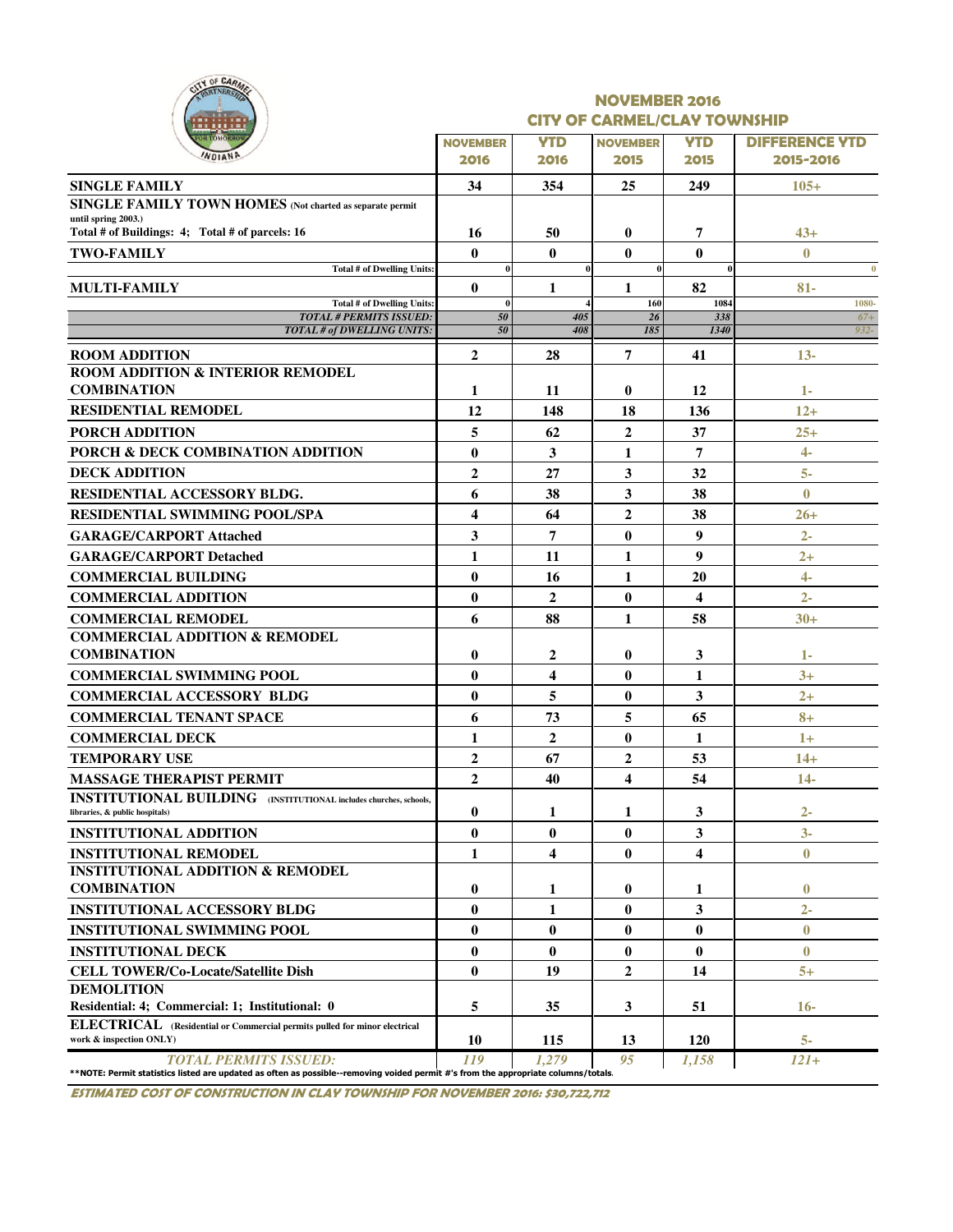## NOVEMBER 2016
## CITY OF CARMEL/CLAY TOWNSHIP

| | NOVEMBER 2016 | YTD 2016 | NOVEMBER 2015 | YTD 2015 | DIFFERENCE YTD 2015-2016 |
|---|---|---|---|---|---|
| **SINGLE FAMILY** | 34 | 354 | 25 | 249 | 105+ |
| **SINGLE FAMILY TOWN HOMES** (Not charted as separate permit until spring 2003.) Total # of Buildings: 4; Total # of parcels: 16 | 16 | 50 | 0 | 7 | 43+ |
| **TWO-FAMILY** | 0 | 0 | 0 | 0 | 0 |
| Total # of Dwelling Units: | 0 | 0 | 0 | 0 | 0 |
| **MULTI-FAMILY** | 0 | 1 | 1 | 82 | 81- |
| Total # of Dwelling Units: | 0 | 4 | 160 | 1084 | 1080- |
| *TOTAL # PERMITS ISSUED:* | *50* | *405* | *26* | *338* | *67+* |
| *TOTAL # of DWELLING UNITS:* | *50* | *408* | *185* | *1340* | *932-* |
| **ROOM ADDITION** | 2 | 28 | 7 | 41 | 13- |
| **ROOM ADDITION & INTERIOR REMODEL COMBINATION** | 1 | 11 | 0 | 12 | 1- |
| **RESIDENTIAL REMODEL** | 12 | 148 | 18 | 136 | 12+ |
| **PORCH ADDITION** | 5 | 62 | 2 | 37 | 25+ |
| **PORCH & DECK COMBINATION ADDITION** | 0 | 3 | 1 | 7 | 4- |
| **DECK ADDITION** | 2 | 27 | 3 | 32 | 5- |
| **RESIDENTIAL ACCESSORY BLDG.** | 6 | 38 | 3 | 38 | 0 |
| **RESIDENTIAL SWIMMING POOL/SPA** | 4 | 64 | 2 | 38 | 26+ |
| **GARAGE/CARPORT Attached** | 3 | 7 | 0 | 9 | 2- |
| **GARAGE/CARPORT Detached** | 1 | 11 | 1 | 9 | 2+ |
| **COMMERCIAL BUILDING** | 0 | 16 | 1 | 20 | 4- |
| **COMMERCIAL ADDITION** | 0 | 2 | 0 | 4 | 2- |
| **COMMERCIAL REMODEL** | 6 | 88 | 1 | 58 | 30+ |
| **COMMERCIAL ADDITION & REMODEL COMBINATION** | 0 | 2 | 0 | 3 | 1- |
| **COMMERCIAL SWIMMING POOL** | 0 | 4 | 0 | 1 | 3+ |
| **COMMERCIAL ACCESSORY BLDG** | 0 | 5 | 0 | 3 | 2+ |
| **COMMERCIAL TENANT SPACE** | 6 | 73 | 5 | 65 | 8+ |
| **COMMERCIAL DECK** | 1 | 2 | 0 | 1 | 1+ |
| **TEMPORARY USE** | 2 | 67 | 2 | 53 | 14+ |
| **MASSAGE THERAPIST PERMIT** | 2 | 40 | 4 | 54 | 14- |
| **INSTITUTIONAL BUILDING** (INSTITUTIONAL includes churches, schools, libraries, & public hospitals) | 0 | 1 | 1 | 3 | 2- |
| **INSTITUTIONAL ADDITION** | 0 | 0 | 0 | 3 | 3- |
| **INSTITUTIONAL REMODEL** | 1 | 4 | 0 | 4 | 0 |
| **INSTITUTIONAL ADDITION & REMODEL COMBINATION** | 0 | 1 | 0 | 1 | 0 |
| **INSTITUTIONAL ACCESSORY BLDG** | 0 | 1 | 0 | 3 | 2- |
| **INSTITUTIONAL SWIMMING POOL** | 0 | 0 | 0 | 0 | 0 |
| **INSTITUTIONAL DECK** | 0 | 0 | 0 | 0 | 0 |
| **CELL TOWER/Co-Locate/Satellite Dish** | 0 | 19 | 2 | 14 | 5+ |
| **DEMOLITION** Residential: 4; Commercial: 1; Institutional: 0 | 5 | 35 | 3 | 51 | 16- |
| **ELECTRICAL** (Residential or Commercial permits pulled for minor electrical work & inspection ONLY) | 10 | 115 | 13 | 120 | 5- |
| *TOTAL PERMITS ISSUED:* | *119* | *1,279* | *95* | *1,158* | *121+* |

**NOTE: Permit statistics listed are updated as often as possible--removing voided permit #'s from the appropriate columns/totals.

***ESTIMATED COST OF CONSTRUCTION IN CLAY TOWNSHIP FOR NOVEMBER 2016: $30,722,712***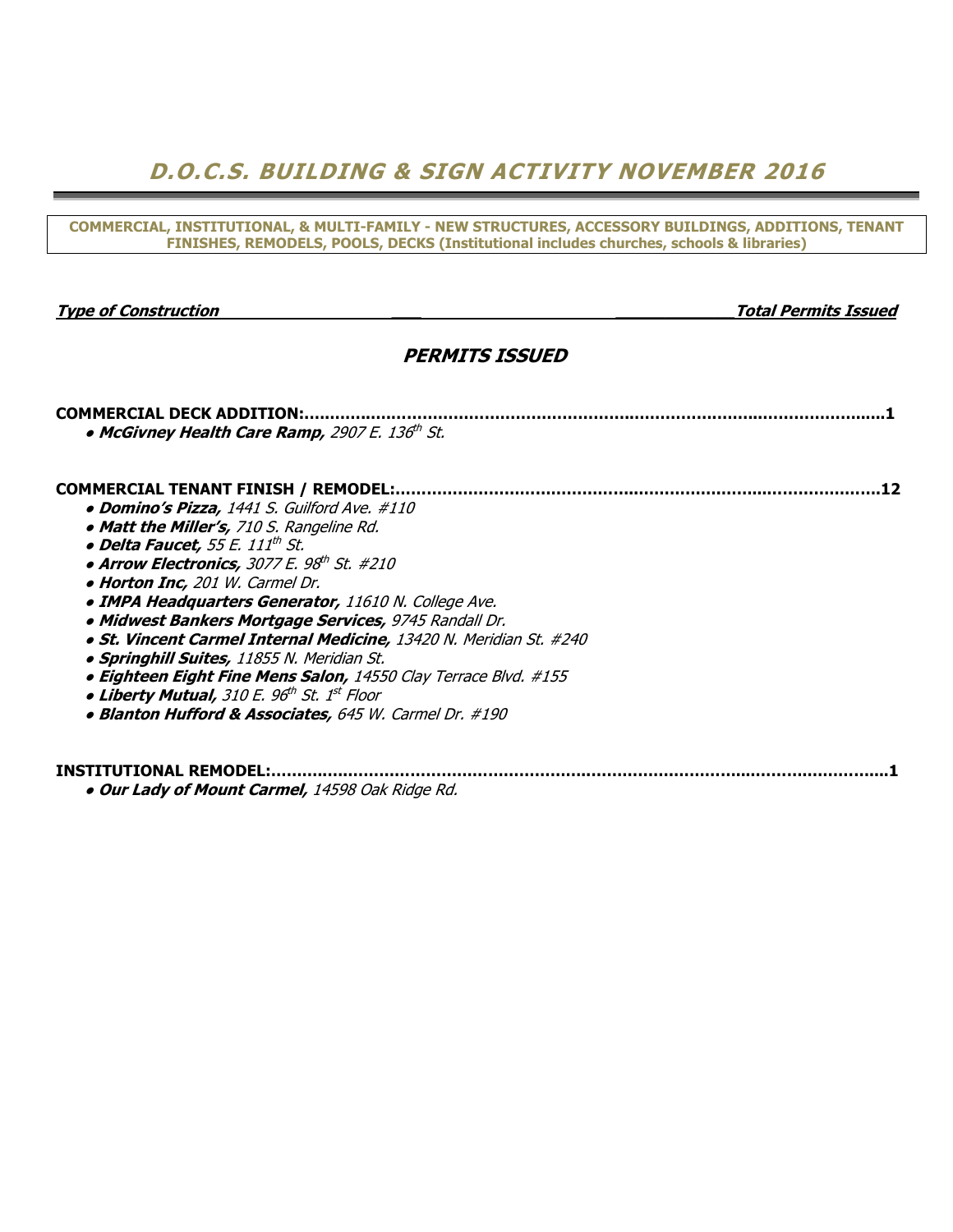# *D.O.C.S. BUILDING & SIGN ACTIVITY NOVEMBER 2016*

**COMMERCIAL, INSTITUTIONAL, & MULTI-FAMILY - NEW STRUCTURES, ACCESSORY BUILDINGS, ADDITIONS, TENANT FINISHES, REMODELS, POOLS, DECKS (Institutional includes churches, schools & libraries)**

***Type of Construction*** ***Total Permits Issued***

## *PERMITS ISSUED*

**COMMERCIAL DECK ADDITION:..........................................................................................................1**

- ***McGivney Health Care Ramp,*** *2907 E. 136th St.*

**COMMERCIAL TENANT FINISH / REMODEL:.......................................................................................12**

- ***Domino's Pizza,*** *1441 S. Guilford Ave. #110*
- ***Matt the Miller's,*** *710 S. Rangeline Rd.*
- ***Delta Faucet,*** *55 E. 111th St.*
- ***Arrow Electronics,*** *3077 E. 98th St. #210*
- ***Horton Inc,*** *201 W. Carmel Dr.*
- ***IMPA Headquarters Generator,*** *11610 N. College Ave.*
- ***Midwest Bankers Mortgage Services,*** *9745 Randall Dr.*
- ***St. Vincent Carmel Internal Medicine,*** *13420 N. Meridian St. #240*
- ***Springhill Suites,*** *11855 N. Meridian St.*
- ***Eighteen Eight Fine Mens Salon,*** *14550 Clay Terrace Blvd. #155*
- ***Liberty Mutual,*** *310 E. 96th St. 1st Floor*
- ***Blanton Hufford & Associates,*** *645 W. Carmel Dr. #190*

**INSTITUTIONAL REMODEL:.................................................................................................................1**

- ***Our Lady of Mount Carmel,*** *14598 Oak Ridge Rd.*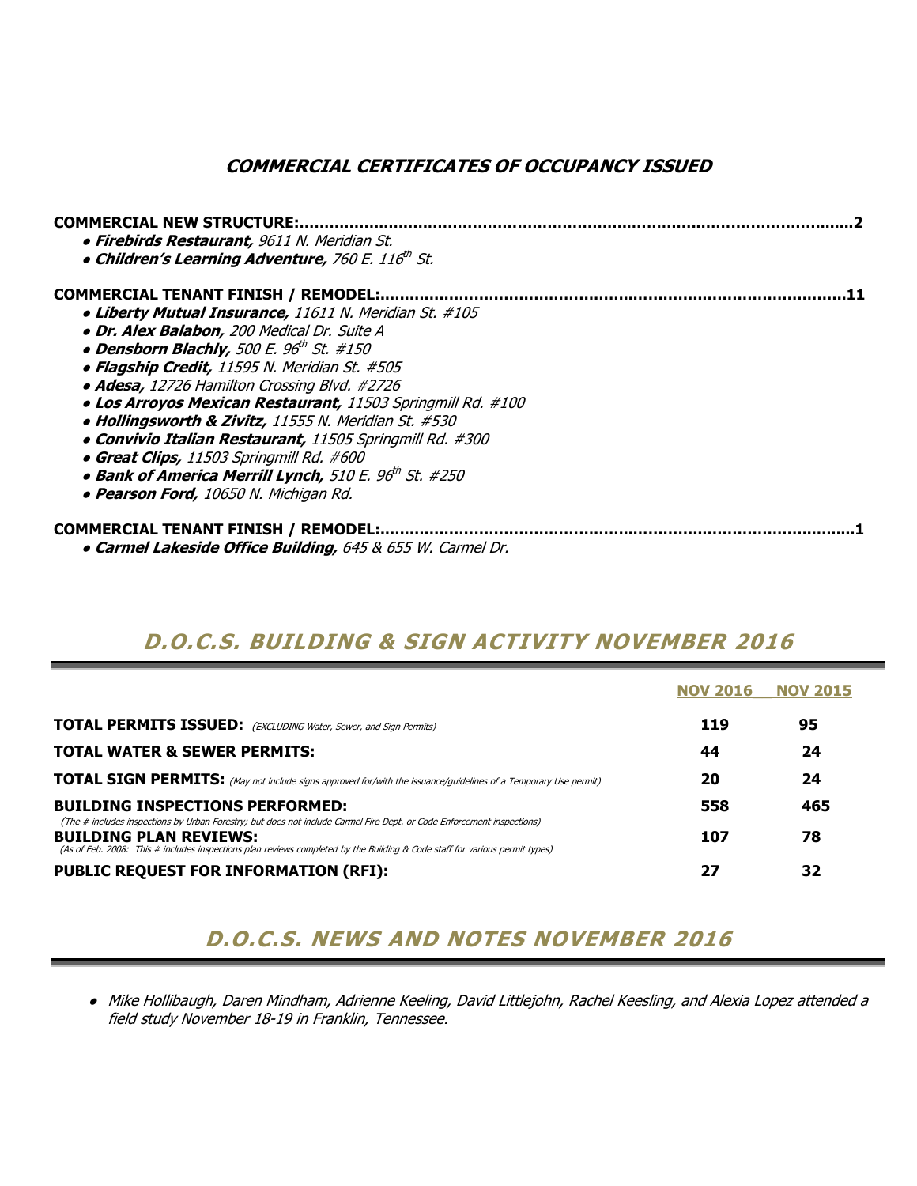## *COMMERCIAL CERTIFICATES OF OCCUPANCY ISSUED*

**COMMERCIAL NEW STRUCTURE:..................................................................................................................2**

- ***Firebirds Restaurant,*** *9611 N. Meridian St.*
- ***Children's Learning Adventure,*** *760 E. 116th St.*

**COMMERCIAL TENANT FINISH / REMODEL:...........................................................................................11**

- ***Liberty Mutual Insurance,*** *11611 N. Meridian St. #105*
- ***Dr. Alex Balabon,*** *200 Medical Dr. Suite A*
- ***Densborn Blachly,*** *500 E. 96th St. #150*
- ***Flagship Credit,*** *11595 N. Meridian St. #505*
- ***Adesa,*** *12726 Hamilton Crossing Blvd. #2726*
- ***Los Arroyos Mexican Restaurant,*** *11503 Springmill Rd. #100*
- ***Hollingsworth & Zivitz,*** *11555 N. Meridian St. #530*
- ***Convivio Italian Restaurant,*** *11505 Springmill Rd. #300*
- ***Great Clips,*** *11503 Springmill Rd. #600*
- ***Bank of America Merrill Lynch,*** *510 E. 96th St. #250*
- ***Pearson Ford,*** *10650 N. Michigan Rd.*

**COMMERCIAL TENANT FINISH / REMODEL:.............................................................................................1**

- ***Carmel Lakeside Office Building,*** *645 & 655 W. Carmel Dr.*

## *D.O.C.S. BUILDING & SIGN ACTIVITY NOVEMBER 2016*

| | NOV 2016 | NOV 2015 |
|---|---|---|
| **TOTAL PERMITS ISSUED:** *(EXCLUDING Water, Sewer, and Sign Permits)* | **119** | **95** |
| **TOTAL WATER & SEWER PERMITS:** | **44** | **24** |
| **TOTAL SIGN PERMITS:** *(May not include signs approved for/with the issuance/guidelines of a Temporary Use permit)* | **20** | **24** |
| **BUILDING INSPECTIONS PERFORMED:** *(The # includes inspections by Urban Forestry; but does not include Carmel Fire Dept. or Code Enforcement inspections)* | **558** | **465** |
| **BUILDING PLAN REVIEWS:** *(As of Feb. 2008: This # includes inspections plan reviews completed by the Building & Code staff for various permit types)* | **107** | **78** |
| **PUBLIC REQUEST FOR INFORMATION (RFI):** | **27** | **32** |

## *D.O.C.S. NEWS AND NOTES NOVEMBER 2016*

- *Mike Hollibaugh, Daren Mindham, Adrienne Keeling, David Littlejohn, Rachel Keesling, and Alexia Lopez attended a field study November 18-19 in Franklin, Tennessee.*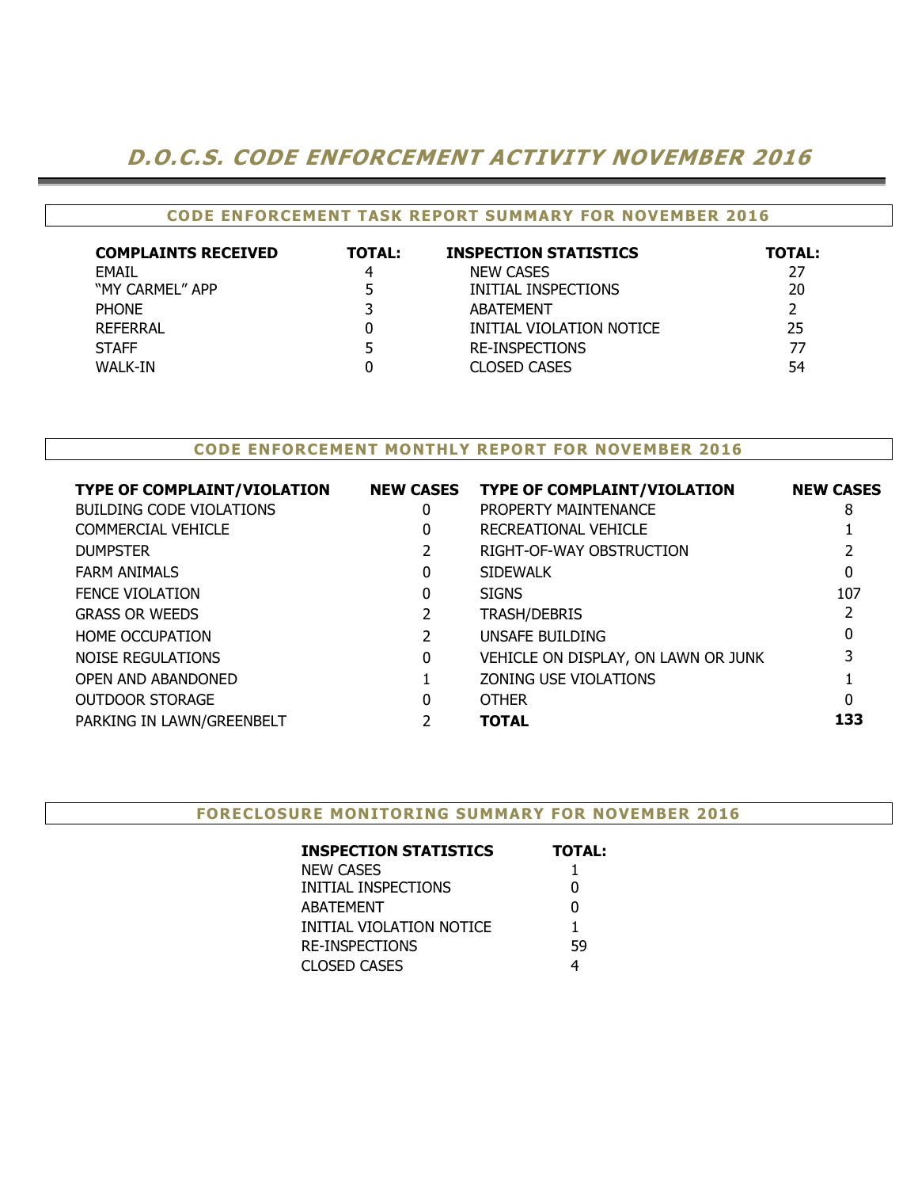# *D.O.C.S. CODE ENFORCEMENT ACTIVITY NOVEMBER 2016*

## CODE ENFORCEMENT TASK REPORT SUMMARY FOR NOVEMBER 2016

| COMPLAINTS RECEIVED | TOTAL: | INSPECTION STATISTICS | TOTAL: |
|---|---|---|---|
| EMAIL | 4 | NEW CASES | 27 |
| "MY CARMEL" APP | 5 | INITIAL INSPECTIONS | 20 |
| PHONE | 3 | ABATEMENT | 2 |
| REFERRAL | 0 | INITIAL VIOLATION NOTICE | 25 |
| STAFF | 5 | RE-INSPECTIONS | 77 |
| WALK-IN | 0 | CLOSED CASES | 54 |

## CODE ENFORCEMENT MONTHLY REPORT FOR NOVEMBER 2016

| TYPE OF COMPLAINT/VIOLATION | NEW CASES | TYPE OF COMPLAINT/VIOLATION | NEW CASES |
|---|---|---|---|
| BUILDING CODE VIOLATIONS | 0 | PROPERTY MAINTENANCE | 8 |
| COMMERCIAL VEHICLE | 0 | RECREATIONAL VEHICLE | 1 |
| DUMPSTER | 2 | RIGHT-OF-WAY OBSTRUCTION | 2 |
| FARM ANIMALS | 0 | SIDEWALK | 0 |
| FENCE VIOLATION | 0 | SIGNS | 107 |
| GRASS OR WEEDS | 2 | TRASH/DEBRIS | 2 |
| HOME OCCUPATION | 2 | UNSAFE BUILDING | 0 |
| NOISE REGULATIONS | 0 | VEHICLE ON DISPLAY, ON LAWN OR JUNK | 3 |
| OPEN AND ABANDONED | 1 | ZONING USE VIOLATIONS | 1 |
| OUTDOOR STORAGE | 0 | OTHER | 0 |
| PARKING IN LAWN/GREENBELT | 2 | **TOTAL** | **133** |

## FORECLOSURE MONITORING SUMMARY FOR NOVEMBER 2016

| INSPECTION STATISTICS | TOTAL: |
|---|---|
| NEW CASES | 1 |
| INITIAL INSPECTIONS | 0 |
| ABATEMENT | 0 |
| INITIAL VIOLATION NOTICE | 1 |
| RE-INSPECTIONS | 59 |
| CLOSED CASES | 4 |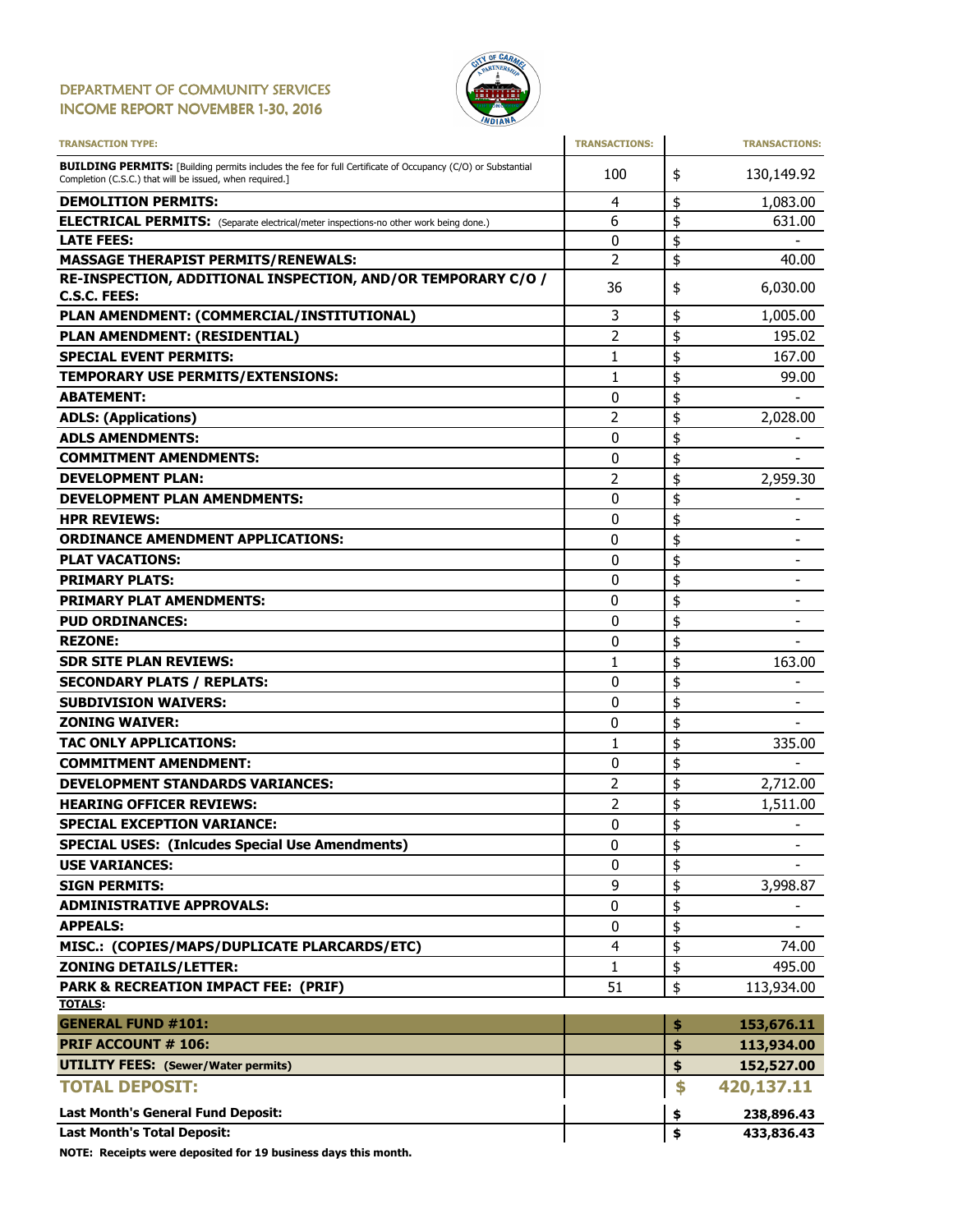## DEPARTMENT OF COMMUNITY SERVICES
## INCOME REPORT NOVEMBER 1-30, 2016

| TRANSACTION TYPE: | TRANSACTIONS: | TRANSACTIONS: |
|---|---|---|
| **BUILDING PERMITS:** [Building permits includes the fee for full Certificate of Occupancy (C/O) or Substantial Completion (C.S.C.) that will be issued, when required.] | 100 | $ 130,149.92 |
| **DEMOLITION PERMITS:** | 4 | $ 1,083.00 |
| **ELECTRICAL PERMITS:** (Separate electrical/meter inspections-no other work being done.) | 6 | $ 631.00 |
| **LATE FEES:** | 0 | $ - |
| **MASSAGE THERAPIST PERMITS/RENEWALS:** | 2 | $ 40.00 |
| **RE-INSPECTION, ADDITIONAL INSPECTION, AND/OR TEMPORARY C/O / C.S.C. FEES:** | 36 | $ 6,030.00 |
| **PLAN AMENDMENT: (COMMERCIAL/INSTITUTIONAL)** | 3 | $ 1,005.00 |
| **PLAN AMENDMENT: (RESIDENTIAL)** | 2 | $ 195.02 |
| **SPECIAL EVENT PERMITS:** | 1 | $ 167.00 |
| **TEMPORARY USE PERMITS/EXTENSIONS:** | 1 | $ 99.00 |
| **ABATEMENT:** | 0 | $ - |
| **ADLS: (Applications)** | 2 | $ 2,028.00 |
| **ADLS AMENDMENTS:** | 0 | $ - |
| **COMMITMENT AMENDMENTS:** | 0 | $ - |
| **DEVELOPMENT PLAN:** | 2 | $ 2,959.30 |
| **DEVELOPMENT PLAN AMENDMENTS:** | 0 | $ - |
| **HPR REVIEWS:** | 0 | $ - |
| **ORDINANCE AMENDMENT APPLICATIONS:** | 0 | $ - |
| **PLAT VACATIONS:** | 0 | $ - |
| **PRIMARY PLATS:** | 0 | $ - |
| **PRIMARY PLAT AMENDMENTS:** | 0 | $ - |
| **PUD ORDINANCES:** | 0 | $ - |
| **REZONE:** | 0 | $ - |
| **SDR SITE PLAN REVIEWS:** | 1 | $ 163.00 |
| **SECONDARY PLATS / REPLATS:** | 0 | $ - |
| **SUBDIVISION WAIVERS:** | 0 | $ - |
| **ZONING WAIVER:** | 0 | $ - |
| **TAC ONLY APPLICATIONS:** | 1 | $ 335.00 |
| **COMMITMENT AMENDMENT:** | 0 | $ - |
| **DEVELOPMENT STANDARDS VARIANCES:** | 2 | $ 2,712.00 |
| **HEARING OFFICER REVIEWS:** | 2 | $ 1,511.00 |
| **SPECIAL EXCEPTION VARIANCE:** | 0 | $ - |
| **SPECIAL USES: (Inlcudes Special Use Amendments)** | 0 | $ - |
| **USE VARIANCES:** | 0 | $ - |
| **SIGN PERMITS:** | 9 | $ 3,998.87 |
| **ADMINISTRATIVE APPROVALS:** | 0 | $ - |
| **APPEALS:** | 0 | $ - |
| **MISC.: (COPIES/MAPS/DUPLICATE PLARCARDS/ETC)** | 4 | $ 74.00 |
| **ZONING DETAILS/LETTER:** | 1 | $ 495.00 |
| **PARK & RECREATION IMPACT FEE: (PRIF)** | 51 | $ 113,934.00 |
| **TOTALS:** | | |
| **GENERAL FUND #101:** | | **$ 153,676.11** |
| **PRIF ACCOUNT # 106:** | | **$ 113,934.00** |
| **UTILITY FEES: (Sewer/Water permits)** | | **$ 152,527.00** |
| **TOTAL DEPOSIT:** | | **$ 420,137.11** |
| **Last Month's General Fund Deposit:** | | **$ 238,896.43** |
| **Last Month's Total Deposit:** | | **$ 433,836.43** |

**NOTE: Receipts were deposited for 19 business days this month.**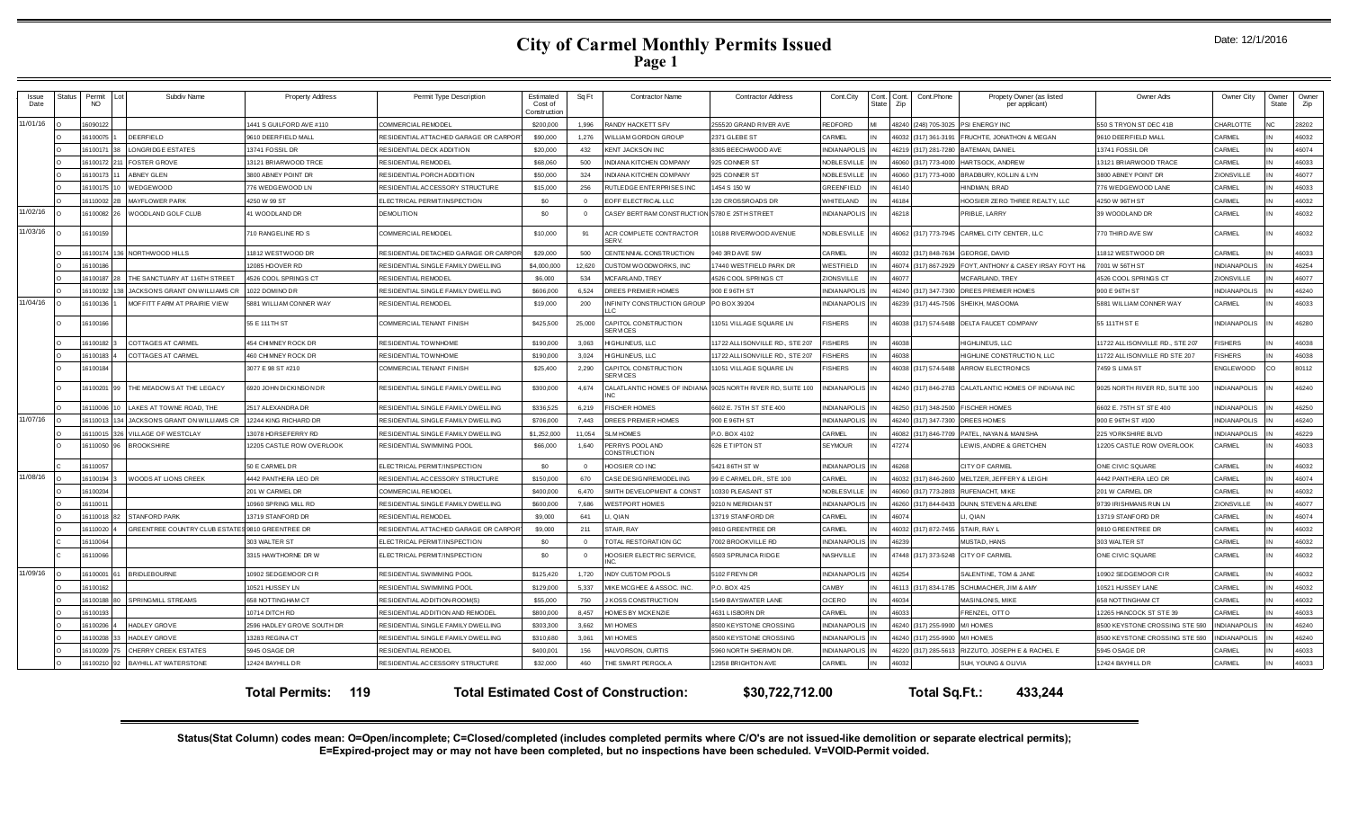# City of Carmel Monthly Permits Issued

Page 1

Date: 12/1/2016

| Issue Date | Status | Permit NO | Lot | Subdiv Name | Property Address | Permit Type Description | Estimated Cost of Construction | Sq Ft | Contractor Name | Contractor Address | Cont.City | Cont. State | Cont. Zip | Cont.Phone | Propety Owner (as listed per applicant) | Owner Adrs | Owner City | Owner State | Owner Zip |
|---|---|---|---|---|---|---|---|---|---|---|---|---|---|---|---|---|---|---|---|
| 11/01/16 | O | 16090122 | | | 1441 S GUILFORD AVE #110 | COMMERCIAL REMODEL | $200,000 | 1,996 | RANDY HACKETT SFV | 255520 GRAND RIVER AVE | REDFORD | MI | 48240 | (248) 705-3025 | PSI ENERGY INC | 550 S TRYON ST DEC 41B | CHARLOTTE | NC | 28202 |
| | O | 16100075 | 1 | DEERFIELD | 9610 DEERFIELD MALL | RESIDENTIAL ATTACHED GARAGE OR CARPORT | $90,000 | 1,276 | WILLIAM GORDON GROUP | 2371 GLEBE ST | CARMEL | IN | 46032 | (317) 361-3191 | FRUCHTE, JONATHON & MEGAN | 9610 DEERFIELD MALL | CARMEL | IN | 46032 |
| | O | 16100171 | 38 | LONGRIDGE ESTATES | 13741 FOSSIL DR | RESIDENTIAL DECK ADDITION | $20,000 | 432 | KENT JACKSON INC | 8305 BEECHWOOD AVE | INDIANAPOLIS | IN | 46219 | (317) 281-7280 | BATEMAN, DANIEL | 13741 FOSSIL DR | CARMEL | IN | 46074 |
| | O | 16100172 | 211 | FOSTER GROVE | 13121 BRIARWOOD TRCE | RESIDENTIAL REMODEL | $68,060 | 500 | INDIANA KITCHEN COMPANY | 925 CONNER ST | NOBLESVILLE | IN | 46060 | (317) 773-4000 | HARTSOCK, ANDREW | 13121 BRIARWOOD TRACE | CARMEL | IN | 46033 |
| | O | 16100173 | 11 | ABNEY GLEN | 3800 ABNEY POINT DR | RESIDENTIAL PORCH ADDITION | $50,000 | 324 | INDIANA KITCHEN COMPANY | 925 CONNER ST | NOBLESVILLE | IN | 46060 | (317) 773-4000 | BRADBURY, KOLLIN & LYN | 3800 ABNEY POINT DR | ZIONSVILLE | IN | 46077 |
| | O | 16100175 | 10 | WEDGEWOOD | 776 WEDGEWOOD LN | RESIDENTIAL ACCESSORY STRUCTURE | $15,000 | 256 | RUTLEDGE ENTERPRISES INC | 1454 S 150 W | GREENFIELD | IN | 46140 | | HINDMAN, BRAD | 776 WEDGEWOOD LANE | CARMEL | IN | 46033 |
| | O | 16110002 | 2B | MAYFLOWER PARK | 4250 W 99 ST | ELECTRICAL PERMIT/INSPECTION | $0 | 0 | EOFF ELECTRICAL LLC | 120 CROSSROADS DR | WHITELAND | IN | 46184 | | HOOSIER ZERO THREE REALTY, LLC | 4250 W 96TH ST | CARMEL | IN | 46032 |
| 11/02/16 | O | 16100082 | 26 | WOODLAND GOLF CLUB | 41 WOODLAND DR | DEMOLITION | $0 | 0 | CASEY BERTRAM CONSTRUCTION | 5780 E 25TH STREET | INDIANAPOLIS | IN | 46218 | | PRIBLE, LARRY | 39 WOODLAND DR | CARMEL | IN | 46032 |
| 11/03/16 | O | 16100159 | | | 710 RANGELINE RD S | COMMERCIAL REMODEL | $10,000 | 91 | ACR COMPLETE CONTRACTOR SERV. | 10188 RIVERWOOD AVENUE | NOBLESVILLE | IN | 46062 | (317) 773-7945 | CARMEL CITY CENTER, LLC | 770 THIRD AVE SW | CARMEL | IN | 46032 |
| | O | 16100174 | 136 | NORTHWOOD HILLS | 11812 WESTWOOD DR | RESIDENTIAL DETACHED GARAGE OR CARPORT | $29,000 | 500 | CENTENNIAL CONSTRUCTION | 940 3RD AVE SW | CARMEL | IN | 46032 | (317) 848-7634 | GEORGE, DAVID | 11812 WESTWOOD DR | CARMEL | IN | 46033 |
| | O | 16100186 | | | 12085 HOOVER RD | RESIDENTIAL SINGLE FAMILY DWELLING | $4,000,000 | 12,620 | CUSTOM WOODWORKS, INC | 17440 WESTFIELD PARK DR | WESTFIELD | IN | 46074 | (317) 867-2929 | FOYT, ANTHONY & CASEY IRSAY FOYT H& | 7001 W 56TH ST | INDIANAPOLIS | IN | 46254 |
| | O | 16100187 | 28 | THE SANCTUARY AT 116TH STREET | 4526 COOL SPRINGS CT | RESIDENTIAL REMODEL | $6,000 | 534 | MCFARLAND, TREY | 4526 COOL SPRINGS CT | ZIONSVILLE | IN | 46077 | | MCFARLAND, TREY | 4526 COOL SPRINGS CT | ZIONSVILLE | IN | 46077 |
| | O | 16100192 | 138 | JACKSONS GRANT ON WILLIAMS CR | 1022 DOMINO DR | RESIDENTIAL SINGLE FAMILY DWELLING | $606,000 | 6,524 | DREES PREMIER HOMES | 900 E 96TH ST | INDIANAPOLIS | IN | 46240 | (317) 347-7300 | DREES PREMIER HOMES | 900 E 96TH ST | INDIANAPOLIS | IN | 46240 |
| 11/04/16 | O | 16100136 | 1 | MOFFITT FARM AT PRAIRIE VIEW | 5881 WILLIAM CONNER WAY | RESIDENTIAL REMODEL | $19,000 | 200 | INFINITY CONSTRUCTION GROUP LLC | PO BOX 39204 | INDIANAPOLIS | IN | 46239 | (317) 445-7506 | SHEIKH, MASOOMA | 5881 WILLIAM CONNER WAY | CARMEL | IN | 46033 |
| | O | 16100166 | | | 55 E 111TH ST | COMMERCIAL TENANT FINISH | $425,500 | 25,000 | CAPITOL CONSTRUCTION SERVICES | 11051 VILLAGE SQUARE LN | FISHERS | IN | 46038 | (317) 574-5488 | DELTA FAUCET COMPANY | 55 111TH ST E | INDIANAPOLIS | IN | 46280 |
| | O | 16100182 | 3 | COTTAGES AT CARMEL | 454 CHIMNEY ROCK DR | RESIDENTIAL TOWNHOME | $190,000 | 3,063 | HIGHLINEUS, LLC | 11722 ALLISONVILLE RD., STE 207 | FISHERS | IN | 46038 | | HIGHLINEUS, LLC | 11722 ALLISONVILLE RD., STE 207 | FISHERS | IN | 46038 |
| | O | 16100183 | 4 | COTTAGES AT CARMEL | 460 CHIMNEY ROCK DR | RESIDENTIAL TOWNHOME | $190,000 | 3,024 | HIGHLINEUS, LLC | 11722 ALLISONVILLE RD., STE 207 | FISHERS | IN | 46038 | | HIGHLINE CONSTRUCTION, LLC | 11722 ALLISONVILLE RD STE 207 | FISHERS | IN | 46038 |
| | O | 16100184 | | | 3077 E 98 ST #210 | COMMERCIAL TENANT FINISH | $25,400 | 2,290 | CAPITOL CONSTRUCTION SERVICES | 11051 VILLAGE SQUARE LN | FISHERS | IN | 46038 | (317) 574-5488 | ARROW ELECTRONICS | 7459 S LIMA ST | ENGLEWOOD | CO | 80112 |
| | O | 16100201 | 99 | THE MEADOWS AT THE LEGACY | 6920 JOHN DICKINSON DR | RESIDENTIAL SINGLE FAMILY DWELLING | $300,000 | 4,674 | CALATLANTIC HOMES OF INDIANA INC | 9025 NORTH RIVER RD, SUITE 100 | INDIANAPOLIS | IN | 46240 | (317) 846-2783 | CALATLANTIC HOMES OF INDIANA INC | 9025 NORTH RIVER RD, SUITE 100 | INDIANAPOLIS | IN | 46240 |
| | O | 16110006 | 10 | LAKES AT TOWNE ROAD, THE | 2517 ALEXANDRA DR | RESIDENTIAL SINGLE FAMILY DWELLING | $336,525 | 6,219 | FISCHER HOMES | 6602 E. 75TH ST STE 400 | INDIANAPOLIS | IN | 46250 | (317) 348-2500 | FISCHER HOMES | 6602 E. 75TH ST STE 400 | INDIANAPOLIS | IN | 46250 |
| 11/07/16 | O | 16110013 | 134 | JACKSONS GRANT ON WILLIAMS CR | 12244 KING RICHARD DR | RESIDENTIAL SINGLE FAMILY DWELLING | $706,000 | 7,443 | DREES PREMIER HOMES | 900 E 96TH ST | INDIANAPOLIS | IN | 46240 | (317) 347-7300 | DREES HOMES | 900 E 96TH ST #100 | INDIANAPOLIS | IN | 46240 |
| | O | 16110015 | 326 | VILLAGE OF WESTCLAY | 13078 HORSEFERRY RD | RESIDENTIAL SINGLE FAMILY DWELLING | $1,252,000 | 11,054 | SLM HOMES | P.O. BOX 4102 | CARMEL | IN | 46082 | (317) 846-7709 | PATEL, NAYAN & MANISHA | 225 YORKSHIRE BLVD | INDIANAPOLIS | IN | 46229 |
| | O | 16110050 | 96 | BROOKSHIRE | 12205 CASTLE ROW OVERLOOK | RESIDENTIAL SWIMMING POOL | $66,000 | 1,640 | PERRYS POOL AND CONSTRUCTION | 626 E TIPTON ST | SEYMOUR | IN | 47274 | | LEWIS, ANDRE & GRETCHEN | 12205 CASTLE ROW OVERLOOK | CARMEL | IN | 46033 |
| | C | 16110057 | | | 50 E CARMEL DR | ELECTRICAL PERMIT/INSPECTION | $0 | 0 | HOOSIER CO INC | 5421 86TH ST W | INDIANAPOLIS | IN | 46268 | | CITY OF CARMEL | ONE CIVIC SQUARE | CARMEL | IN | 46032 |
| 11/08/16 | O | 16100194 | 3 | WOODS AT LIONS CREEK | 4442 PANTHERA LEO DR | RESIDENTIAL ACCESSORY STRUCTURE | $150,000 | 670 | CASE DESIGN/REMODELING | 99 E CARMEL DR., STE 100 | CARMEL | IN | 46032 | (317) 846-2600 | MELTZER, JEFFERY & LEIGHI | 4442 PANTHERA LEO DR | CARMEL | IN | 46074 |
| | O | 16100204 | | | 201 W CARMEL DR | COMMERCIAL REMODEL | $400,000 | 6,470 | SMITH DEVELOPMENT & CONST | 10330 PLEASANT ST | NOBLESVILLE | IN | 46060 | (317) 773-2803 | RUFENACHT, MIKE | 201 W CARMEL DR | CARMEL | IN | 46032 |
| | O | 16110011 | | | 10960 SPRING MILL RD | RESIDENTIAL SINGLE FAMILY DWELLING | $600,000 | 7,686 | WESTPORT HOMES | 9210 N MERIDIAN ST | INDIANAPOLIS | IN | 46260 | (317) 844-0433 | DUNN, STEVEN & ARLENE | 9739 IRISHMANS RUN LN | ZIONSVILLE | IN | 46077 |
| | O | 16110018 | 82 | STANFORD PARK | 13719 STANFORD DR | RESIDENTIAL REMODEL | $9,000 | 641 | LI, QIAN | 13719 STANFORD DR | CARMEL | IN | 46074 | | LI, QIAN | 13719 STANFORD DR | CARMEL | IN | 46074 |
| | O | 16110020 | 4 | GREENTREE COUNTRY CLUB ESTATES | 9810 GREENTREE DR | RESIDENTIAL ATTACHED GARAGE OR CARPORT | $9,000 | 211 | STAIR, RAY | 9810 GREENTREE DR | CARMEL | IN | 46032 | (317) 872-7455 | STAIR, RAY L | 9810 GREENTREE DR | CARMEL | IN | 46032 |
| | C | 16110064 | | | 303 WALTER ST | ELECTRICAL PERMIT/INSPECTION | $0 | 0 | TOTAL RESTORATION GC | 7002 BROOKVILLE RD | INDIANAPOLIS | IN | 46239 | | MUSTAD, HANS | 303 WALTER ST | CARMEL | IN | 46032 |
| | C | 16110066 | | | 3315 HAWTHORNE DR W | ELECTRICAL PERMIT/INSPECTION | $0 | 0 | HOOSIER ELECTRIC SERVICE, INC. | 6503 SPRUNICA RIDGE | NASHVILLE | IN | 47448 | (317) 373-5248 | CITY OF CARMEL | ONE CIVIC SQUARE | CARMEL | IN | 46032 |
| 11/09/16 | O | 16100001 | 61 | BRIDLEBOURNE | 10902 SEDGEMOOR CIR | RESIDENTIAL SWIMMING POOL | $125,420 | 1,720 | INDY CUSTOM POOLS | 5102 FREYN DR | INDIANAPOLIS | IN | 46254 | | SALENTINE, TOM & JANE | 10902 SEDGEMOOR CIR | CARMEL | IN | 46032 |
| | O | 16100162 | | | 10521 HUSSEY LN | RESIDENTIAL SWIMMING POOL | $129,000 | 5,337 | MIKE MCGHEE & ASSOC. INC. | P.O. BOX 425 | CAMBY | IN | 46113 | (317) 834-1785 | SCHUMACHER, JIM & AMY | 10521 HUSSEY LANE | CARMEL | IN | 46032 |
| | O | 16100188 | 80 | SPRINGMILL STREAMS | 658 NOTTINGHAM CT | RESIDENTIAL ADDITION-ROOM(S) | $55,000 | 750 | J KOSS CONSTRUCTION | 1549 BAYSWATER LANE | CICERO | IN | 46034 | | MASINLONIS, MIKE | 658 NOTTINGHAM CT | CARMEL | IN | 46032 |
| | O | 16100193 | | | 10714 DITCH RD | RESIDENTIAL ADDITION AND REMODEL | $800,000 | 8,457 | HOMES BY MCKENZIE | 4631 LISBORN DR | CARMEL | IN | 46033 | | FRENZEL, OTTO | 12265 HANCOCK ST STE 39 | CARMEL | IN | 46033 |
| | O | 16100206 | 4 | HADLEY GROVE | 2596 HADLEY GROVE SOUTH DR | RESIDENTIAL SINGLE FAMILY DWELLING | $303,300 | 3,662 | M/I HOMES | 8500 KEYSTONE CROSSING | INDIANAPOLIS | IN | 46240 | (317) 255-9900 | M/I HOMES | 8500 KEYSTONE CROSSING STE 590 | INDIANAPOLIS | IN | 46240 |
| | O | 16100208 | 33 | HADLEY GROVE | 13283 REGINA CT | RESIDENTIAL SINGLE FAMILY DWELLING | $310,680 | 3,061 | M/I HOMES | 8500 KEYSTONE CROSSING | INDIANAPOLIS | IN | 46240 | (317) 255-9900 | M/I HOMES | 8500 KEYSTONE CROSSING STE 590 | INDIANAPOLIS | IN | 46240 |
| | O | 16100209 | 75 | CHERRY CREEK ESTATES | 5945 OSAGE DR | RESIDENTIAL REMODEL | $400,001 | 156 | HALVORSON, CURTIS | 5960 NORTH SHERMON DR. | INDIANAPOLIS | IN | 46220 | (317) 285-5613 | RIZZUTO, JOSEPH E & RACHEL E | 5945 OSAGE DR | CARMEL | IN | 46033 |
| | O | 16100210 | 92 | BAYHILL AT WATERSTONE | 12424 BAYHILL DR | RESIDENTIAL ACCESSORY STRUCTURE | $32,000 | 460 | THE SMART PERGOLA | 12958 BRIGHTON AVE | CARMEL | IN | 46032 | | SUH, YOUNG & OLIVIA | 12424 BAYHILL DR | CARMEL | IN | 46033 |

**Total Permits: 119** **Total Estimated Cost of Construction: $30,722,712.00** **Total Sq.Ft.: 433,244**

**Status(Stat Column) codes mean: O=Open/incomplete; C=Closed/completed (includes completed permits where C/O's are not issued-like demolition or separate electrical permits); E=Expired-project may or may not have been completed, but no inspections have been scheduled. V=VOID-Permit voided.**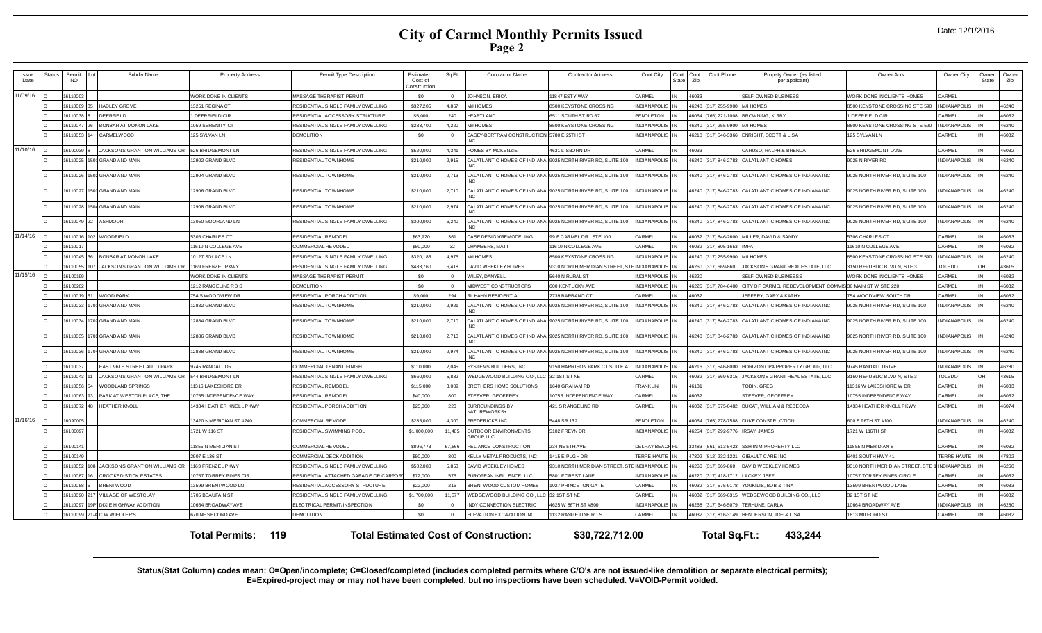# City of Carmel Monthly Permits Issued
## Page 2

Date: 12/1/2016

| Issue Date | Status | Permit NO | Lot | Subdiv Name | Property Address | Permit Type Description | Estimated Cost of Construction | Sq Ft | Contractor Name | Contractor Address | Cont.City | Cont. State | Cont. Zip | Cont.Phone | Propety Owner (as listed per applicant) | Owner Adrs | Owner City | Owner State | Owner Zip |
|---|---|---|---|---|---|---|---|---|---|---|---|---|---|---|---|---|---|---|---|
| 11/09/16... | O | 16110003 | | | WORK DONE IN CLIENTS | MASSAGE THERAPIST PERMIT | $0 | 0 | JOHNSON, ERICA | 11847 ESTY WAY | CARMEL | IN | 46033 | | SELF OWNED BUSINESS | WORK DONE IN CLIENTS HOMES | CARMEL | | |
| | O | 16110009 | 35 | HADLEY GROVE | 13251 REGINA CT | RESIDENTIAL SINGLE FAMILY DWELLING | $327,205 | 4,867 | M/I HOMES | 8500 KEYSTONE CROSSING | INDIANAPOLIS | IN | 46240 | (317) 255-9900 | M/I HOMES | 8500 KEYSTONE CROSSING STE 590 | INDIANAPOLIS | IN | 46240 |
| | C | 16110038 | 8 | DEERFIELD | 1 DEERFIELD CIR | RESIDENTIAL ACCESSORY STRUCTURE | $5,000 | 240 | HEARTLAND | 6511 SOUTH ST RD 67 | PENDLETON | IN | 46064 | (765) 221-1008 | BROWNING, KIRBY | 1 DEERFIELD CIR | CARMEL | IN | 46032 |
| | O | 16110047 | 26 | BONBAR AT MONON LAKE | 1059 SERENITY CT | RESIDENTIAL SINGLE FAMILY DWELLING | $283,700 | 4,220 | M/I HOMES | 8500 KEYSTONE CROSSING | INDIANAPOLIS | IN | 46240 | (317) 255-9900 | M/I HOMES | 8500 KEYSTONE CROSSING STE 590 | INDIANAPOLIS | IN | 46240 |
| | O | 16110053 | 14 | CARMELWOOD | 125 SYLVAN LN | DEMOLITION | $0 | 0 | CASEY-BERTRAM CONSTRUCTION INC | 5780 E 25TH ST | INDIANAPOLIS | IN | 46218 | (317) 546-3366 | ENRIGHT, SCOTT & LISA | 125 SYLVAN LN | CARMEL | IN | 46032 |
| 11/10/16 | O | 16100039 | 8 | JACKSON'S GRANT ON WILLIAMS CR | 526 BRIDGEMONT LN | RESIDENTIAL SINGLE FAMILY DWELLING | $520,000 | 4,341 | HOMES BY MCKENZIE | 4631 LISBORN DR | CARMEL | IN | 46033 | | CARUSO, RALPH & BRENDA | 526 BRIDGEMONT LANE | CARMEL | IN | 46032 |
| | O | 16110025 | 1501 | GRAND AND MAIN | 12902 GRAND BLVD | RESIDENTIAL TOWNHOME | $210,000 | 2,915 | CALATLANTIC HOMES OF INDIANA INC | 9025 NORTH RIVER RD, SUITE 100 | INDIANAPOLIS | IN | 46240 | (317) 846-2783 | CALATLANTIC HOMES | 9025 N RIVER RD | INDIANAPOLIS | IN | 46240 |
| | O | 16110026 | 1502 | GRAND AND MAIN | 12904 GRAND BLVD | RESIDENTIAL TOWNHOME | $210,000 | 2,713 | CALATLANTIC HOMES OF INDIANA INC | 9025 NORTH RIVER RD, SUITE 100 | INDIANAPOLIS | IN | 46240 | (317) 846-2783 | CALATLANTIC HOMES OF INDIANA INC | 9025 NORTH RIVER RD, SUITE 100 | INDIANAPOLIS | IN | 46240 |
| | O | 16110027 | 1503 | GRAND AND MAIN | 12906 GRAND BLVD | RESIDENTIAL TOWNHOME | $210,000 | 2,710 | CALATLANTIC HOMES OF INDIANA INC | 9025 NORTH RIVER RD, SUITE 100 | INDIANAPOLIS | IN | 46240 | (317) 846-2783 | CALATLANTIC HOMES OF INDIANA INC | 9025 NORTH RIVER RD, SUITE 100 | INDIANAPOLIS | IN | 46240 |
| | O | 16110028 | 1504 | GRAND AND MAIN | 12908 GRAND BLVD | RESIDENTIAL TOWNHOME | $210,000 | 2,974 | CALATLANTIC HOMES OF INDIANA INC | 9025 NORTH RIVER RD, SUITE 100 | INDIANAPOLIS | IN | 46240 | (317) 846-2783 | CALATLANTIC HOMES OF INDIANA INC | 9025 NORTH RIVER RD, SUITE 100 | INDIANAPOLIS | IN | 46240 |
| | O | 16110049 | 22 | ASHMOOR | 13050 MOORLAND LN | RESIDENTIAL SINGLE FAMILY DWELLING | $300,000 | 6,240 | CALATLANTIC HOMES OF INDIANA INC | 9025 NORTH RIVER RD, SUITE 100 | INDIANAPOLIS | IN | 46240 | (317) 846-2783 | CALATLANTIC HOMES OF INDIANA INC | 9025 NORTH RIVER RD, SUITE 100 | INDIANAPOLIS | IN | 46240 |
| 11/14/16 | O | 16110016 | 102 | WOODFIELD | 5306 CHARLES CT | RESIDENTIAL REMODEL | $63,920 | 361 | CASE DESIGN/REMODELING | 99 E CARMEL DR., STE 100 | CARMEL | IN | 46032 | (317) 846-2600 | MILLER, DAVID & SANDY | 5306 CHARLES CT | CARMEL | IN | 46033 |
| | O | 16110017 | | | 11610 N COLLEGE AVE | COMMERCIAL REMODEL | $50,000 | 32 | CHAMBERS, MATT | 11610 N COLLEGE AVE | CARMEL | IN | 46032 | (317) 805-1653 | IMPA | 11610 N COLLEGE AVE | CARMEL | IN | 46032 |
| | O | 16110045 | 36 | BONBAR AT MONON LAKE | 10127 SOLACE LN | RESIDENTIAL SINGLE FAMILY DWELLING | $320,185 | 4,975 | M/I HOMES | 8500 KEYSTONE CROSSING | INDIANAPOLIS | IN | 46240 | (317) 255-9900 | M/I HOMES | 8500 KEYSTONE CROSSING STE 590 | INDIANAPOLIS | IN | 46240 |
| | O | 16110055 | 107 | JACKSON'S GRANT ON WILLIAMS CR | 1169 FRENZEL PKWY | RESIDENTIAL SINGLE FAMILY DWELLING | $483,760 | 6,418 | DAVID WEEKLEY HOMES | 9310 NORTH MERIDIAN STREET, STE | INDIANAPOLIS | IN | 46260 | (317) 669-860 | JACKSON'S GRANT REAL ESTATE, LLC | 3150 REPUBLIC BLVD N, STE 3 | TOLEDO | OH | 43615 |
| 11/15/16 | O | 16100199 | | | WORK DONE IN CLIENTS | MASSAGE THERAPIST PERMIT | $0 | 0 | WILEY, DANYELL | 5640 N RURAL ST | INDIANAPOLIS | IN | 46220 | | SELF OWNED BUSINESSS | WORK DONE IN CLIENTS HOMES | CARMEL | IN | 46032 |
| | O | 16100202 | | | 1212 RANGELINE RD S | DEMOLITION | $0 | 0 | MIDWEST CONSTRUCTORS | 600 KENTUCKY AVE | INDIANAPOLIS | IN | 46225 | (317) 784-6400 | CITY OF CARMEL REDEVELOPMENT COMMIS | 30 MAIN ST W STE 220 | CARMEL | IN | 46032 |
| | O | 16110019 | 61 | WOOD PARK | 754 S WOODVIEW DR | RESIDENTIAL PORCH ADDITION | $9,000 | 294 | RL HAHN RESIDENTIAL | 2739 BARBANO CT | CARMEL | IN | 46032 | | JEFFERY, GARY & KATHY | 754 WOODVIEW SOUTH DR | CARMEL | IN | 46032 |
| | O | 16110033 | 1701 | GRAND AND MAIN | 12882 GRAND BLVD | RESIDENTIAL TOWNHOME | $210,000 | 2,921 | CALATLANTIC HOMES OF INDIANA INC | 9025 NORTH RIVER RD, SUITE 100 | INDIANAPOLIS | IN | 46240 | (317) 846-2783 | CALATLANTIC HOMES OF INDIANA INC | 9025 NORTH RIVER RD, SUITE 100 | INDIANAPOLIS | IN | 46240 |
| | O | 16110034 | 1702 | GRAND AND MAIN | 12884 GRAND BLVD | RESIDENTIAL TOWNHOME | $210,000 | 2,710 | CALATLANTIC HOMES OF INDIANA INC | 9025 NORTH RIVER RD, SUITE 100 | INDIANAPOLIS | IN | 46240 | (317) 846-2783 | CALATLANTIC HOMES OF INDIANA INC | 9025 NORTH RIVER RD, SUITE 100 | INDIANAPOLIS | IN | 46240 |
| | O | 16110035 | 1703 | GRAND AND MAIN | 12886 GRAND BLVD | RESIDENTIAL TOWNHOME | $210,000 | 2,710 | CALATLANTIC HOMES OF INDIANA INC | 9025 NORTH RIVER RD, SUITE 100 | INDIANAPOLIS | IN | 46240 | (317) 846-2783 | CALATLANTIC HOMES OF INDIANA INC | 9025 NORTH RIVER RD, SUITE 100 | INDIANAPOLIS | IN | 46240 |
| | O | 16110036 | 1704 | GRAND AND MAIN | 12888 GRAND BLVD | RESIDENTIAL TOWNHOME | $210,000 | 2,974 | CALATLANTIC HOMES OF INDIANA INC | 9025 NORTH RIVER RD, SUITE 100 | INDIANAPOLIS | IN | 46240 | (317) 846-2783 | CALATLANTIC HOMES OF INDIANA INC | 9025 NORTH RIVER RD, SUITE 100 | INDIANAPOLIS | IN | 46240 |
| | O | 16110037 | | EAST 96TH STREET AUTO PARK | 9745 RANDALL DR | COMMERCIAL TENANT FINISH | $110,000 | 2,045 | SYSTEMS BUILDERS, INC | 9150 HARRISON PARK CT SUITE A | INDIANAPOLIS | IN | 46216 | (317) 546-8000 | HORIZON CPA PROPERTY GROUP, LLC | 9745 RANDALL DRIVE | INDIANAPOLIS | IN | 46280 |
| | O | 16110043 | 11 | JACKSON'S GRANT ON WILLIAMS CR | 544 BRIDGEMONT LN | RESIDENTIAL SINGLE FAMILY DWELLING | $660,000 | 5,832 | WEDGEWOOD BUILDING CO., LLC | 32 1ST ST NE | CARMEL | IN | 46032 | (317) 669-6315 | JACKSON'S GRANT REAL ESTATE, LLC | 3150 REPUBLIC BLVD N, STE 3 | TOLEDO | OH | 43615 |
| | O | 16110056 | 54 | WOODLAND SPRINGS | 11316 LAKESHORE DR | RESIDENTIAL REMODEL | $115,000 | 3,009 | BROTHERS HOME SOLUTIONS | 1640 GRAHAM RD | FRANKLIN | IN | 46131 | | TOBIN, GREG | 11316 W LAKESHORE W DR | CARMEL | IN | 46033 |
| | O | 16110063 | 93 | PARK AT WESTON PLACE, THE | 10755 INDEPENDENCE WAY | RESIDENTIAL REMODEL | $40,000 | 800 | STEEVER, GEOFFREY | 10755 INDEPENDENCE WAY | CARMEL | IN | 46032 | | STEEVER, GEOFFREY | 10755 INDEPENDENCE WAY | CARMEL | IN | 46032 |
| | O | 16110072 | 48 | HEATHER KNOLL | 14334 HEATHER KNOLL PKWY | RESIDENTIAL PORCH ADDITION | $25,000 | 220 | SURROUNDINGS BY NATUREWORKS+ | 421 S RANGELINE RD | CARMEL | IN | 46032 | (317) 575-0482 | DUCAT, WILLIAM & REBECCA | 14334 HEATHER KNOLL PKWY | CARMEL | IN | 46074 |
| 11/16/16 | O | 16090005 | | | 13420 N MERIDIAN ST #240 | COMMERCIAL REMODEL | $285,000 | 4,300 | FREDERICKS INC | 5448 SR 132 | PENDLETON | IN | 46064 | (765) 778-7588 | DUKE CONSTRUCTION | 600 E 96TH ST #100 | INDIANAPOLIS | IN | 46240 |
| | O | 16100097 | | | 1721 W 116 ST | RESIDENTIAL SWIMMING POOL | $1,000,000 | 11,485 | OUTDOOR ENVIRONMENTS GROUP LLC | 5102 FREYN DR | INDIANAPOLIS | IN | 46254 | (317) 292-9776 | IRSAY, JAMES | 1721 W 116TH ST | CARMEL | IN | 46032 |
| | O | 16100141 | | | 11855 N MERIDIAN ST | COMMERCIAL REMODEL | $896,773 | 57,666 | RELIANCE CONSTRUCTION | 234 NE 5TH AVE | DELRAY BEACH | FL | 33483 | (561) 613-5423 | SSH IN M PROPERTY LLC | 11855 N MERIDIAN ST | CARMEL | IN | 46032 |
| | O | 16100149 | | | 2907 E 136 ST | COMMERCIAL DECK ADDITION | $50,000 | 800 | KELLY METAL PRODUCTS, INC | 1415 E PUGH DR | TERRE HAUTE | IN | 47802 | (812) 232-1221 | GIBAULT CARE INC | 6401 SOUTH HWY 41 | TERRE HAUTE | IN | 47802 |
| | O | 16110052 | 108 | JACKSON'S GRANT ON WILLIAMS CR | 1163 FRENZEL PKWY | RESIDENTIAL SINGLE FAMILY DWELLING | $502,080 | 5,853 | DAVID WEEKLEY HOMES | 9310 NORTH MERIDIAN STREET, STE | INDIANAPOLIS | IN | 46260 | (317) 669-860 | DAVID WEEKLEY HOMES | 9310 NORTH MERIDIAN STREET, STE 1 | INDIANAPOLIS | IN | 46260 |
| | O | 16110087 | 16 | CROOKED STICK ESTATES | 10757 TORREY PINES CIR | RESIDENTIAL ATTACHED GARAGE OR CARPORT | $72,000 | 576 | EUROPEAN INFLUENCE, LLC | 5801 FOREST LANE | INDIANAPOLIS | IN | 46220 | (317) 418-1712 | LACKEY, JEFF | 10757 TORREY PINES CIRCLE | CARMEL | IN | 46032 |
| | O | 16110088 | 5 | BRENTWOOD | 13599 BRENTWOOD LN | RESIDENTIAL ACCESSORY STRUCTURE | $22,000 | 216 | BRENTWOOD CUSTOM HOMES | 1027 PRINCETON GATE | CARMEL | IN | 46032 | (317) 575-9178 | YOUKILIS, BOB & TINA | 13599 BRENTWOOD LANE | CARMEL | IN | 46033 |
| | O | 16110090 | 217 | VILLAGE OF WESTCLAY | 1705 BEAUFAIN ST | RESIDENTIAL SINGLE FAMILY DWELLING | $1,700,000 | 11,577 | WEDGEWOOD BUILDING CO., LLC | 32 1ST ST NE | CARMEL | IN | 46032 | (317) 669-6315 | WEDGEWOOD BUILDING CO., LLC | 32 1ST ST NE | CARMEL | IN | 46032 |
| | C | 16110097 | 19PT | DIXIE HIGHWAY ADDITION | 10664 BROADWAY AVE | ELECTRICAL PERMIT/INSPECTION | $0 | 0 | INDY CONNECTION ELECTRIC | 4625 W 86TH ST #800 | INDIANAPOLIS | IN | 46268 | (317) 646-5079 | TERHUNE, DARLA | 10664 BROADWAY AVE | INDIANAPOLIS | IN | 46280 |
| | O | 16110099 | 21-A | C W WIEDLER'S | 670 NE SECOND AVE | DEMOLITION | $0 | 0 | ELEVATION EXCAVATION INC | 1132 RANGE LINE RD S | CARMEL | IN | 46032 | (317) 816-3149 | HENDERSON, JOE & LISA | 1813 MILFORD ST | CARMEL | IN | 46032 |

**Total Permits: 119** **Total Estimated Cost of Construction: $30,722,712.00** **Total Sq.Ft.: 433,244**

**Status(Stat Column) codes mean: O=Open/incomplete; C=Closed/completed (includes completed permits where C/O's are not issued-like demolition or separate electrical permits); E=Expired-project may or may not have been completed, but no inspections have been scheduled. V=VOID-Permit voided.**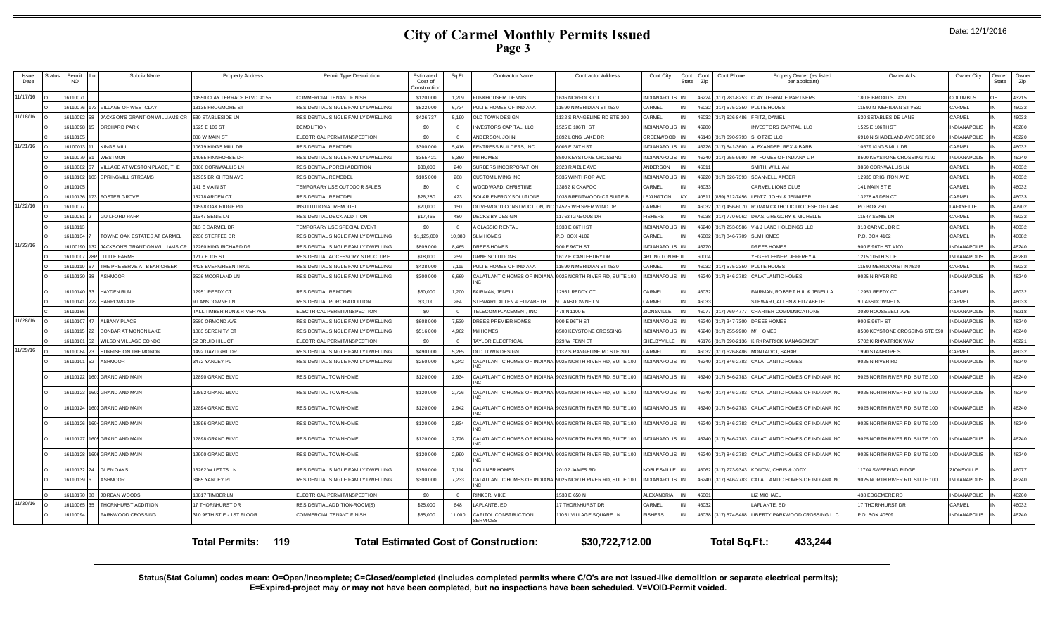# City of Carmel Monthly Permits Issued

Date: 12/1/2016

| Issue Date | Status | Permit NO | Lot | Subdiv Name | Property Address | Permit Type Description | Estimated Cost of Construction | Sq Ft | Contractor Name | Contractor Address | Cont.City | Cont. State | Cont. Zip | Cont.Phone | Propety Owner (as listed per applicant) | Owner Adrs | Owner City | Owner State | Owner Zip |
|---|---|---|---|---|---|---|---|---|---|---|---|---|---|---|---|---|---|---|---|
| 11/17/16 | O | 16110071 | | | 14550 CLAY TERRACE BLVD. #155 | COMMERCIAL TENANT FINISH | $120,000 | 1,209 | FUNKHOUSER, DENNIS | 1636 NORFOLK CT | INDIANAPOLIS | IN | 46224 | (317) 281-8253 | CLAY TERRACE PARTNERS | 180 E BROAD ST #20 | COLUMBUS | OH | 43215 |
| | O | 16110076 | 173 | VILLAGE OF WESTCLAY | 13135 FROGMORE ST | RESIDENTIAL SINGLE FAMILY DWELLING | $522,000 | 6,734 | PULTE HOMES OF INDIANA | 11590 N MERIDIAN ST #530 | CARMEL | IN | 46032 | (317) 575-2350 | PULTE HOMES | 11590 N. MERIDIAN ST #530 | CARMEL | IN | 46032 |
| 11/18/16 | O | 16110092 | 58 | JACKSONS GRANT ON WILLIAMS CR | 530 STABLESIDE LN | RESIDENTIAL SINGLE FAMILY DWELLING | $426,737 | 5,190 | OLD TOWN DESIGN | 1132 S RANGELINE RD STE 200 | CARMEL | IN | 46032 | (317) 626-8486 | FRITZ, DANIEL | 530 SSTABLESIDE LANE | CARMEL | IN | 46032 |
| | O | 16110098 | 15 | ORCHARD PARK | 1525 E 106 ST | DEMOLITION | $0 | 0 | INVESTORS CAPITAL, LLC | 1525 E 106TH ST | INDIANAPOLIS | IN | 46280 | | INVESTORS CAPITAL, LLC | 1525 E 106TH ST | INDIANAPOLIS | IN | 46280 |
| | C | 16110135 | | | 808 W MAIN ST | ELECTRICAL PERMIT/INSPECTION | $0 | 0 | ANDERSON, JOHN | 1892 LONG LAKE DR | GREENWOOD | IN | 46143 | (317) 690-9793 | SHOTZIE LLC | 6910 N SHADELAND AVE STE 200 | INDIANAPOLIS | IN | 46220 |
| 11/21/16 | O | 16100013 | 11 | KINGS MILL | 10679 KINGS MILL DR | RESIDENTIAL REMODEL | $300,000 | 5,416 | FENTRESS BUILDERS, INC | 6006 E 38TH ST | INDIANAPOLIS | IN | 46226 | (317) 541-3600 | ALEXANDER, REX & BARB | 10679 KINGS MILL DR | CARMEL | IN | 46032 |
| | O | 16110079 | 61 | WESTMONT | 14055 FINNHORSE DR | RESIDENTIAL SINGLE FAMILY DWELLING | $355,421 | 5,360 | M/I HOMES | 8500 KEYSTONE CROSSING | INDIANAPOLIS | IN | 46240 | (317) 255-9900 | M/I HOMES OF INDIANA L.P. | 8500 KEYSTONE CROSSING #190 | INDIANAPOLIS | IN | 46240 |
| | O | 16110082 | 67 | VILLAGE AT WESTON PLACE, THE | 3860 CORNWALLIS LN | RESIDENTIAL PORCH ADDITION | $38,000 | 240 | SURBERS INCORPORATION | 2323 RAIBLE AVE | ANDERSON | IN | 46011 | | SMITH, WILLIAM | 3860 CORNWALLIS LN | CARMEL | IN | 46032 |
| | O | 16110102 | 103 | SPRINGMILL STREAMS | 12935 BRIGHTON AVE | RESIDENTIAL REMODEL | $105,000 | 288 | CUSTOM LIVING INC | 5335 WINTHROP AVE | INDIANAPOLIS | IN | 46220 | (317) 626-7393 | SCAMMELL, AMBER | 12935 BRIGHTON AVE | CARMEL | IN | 46032 |
| | O | 16110105 | | | 141 E MAIN ST | TEMPORARY USE OUTDOOR SALES | $0 | 0 | WOODWARD, CHRISTINE | 13862 KICKAPOO | CARMEL | IN | 46033 | | CARMEL LIONS CLUB | 141 MAIN ST E | CARMEL | IN | 46032 |
| | O | 16110136 | 173 | FOSTER GROVE | 13278 ARDEN CT | RESIDENTIAL REMODEL | $26,280 | 423 | SOLAR ENERGY SOLUTIONS | 1038 BRENTWOOD CT SUITE B | LEXINGTON | KY | 40511 | (859) 312-7456 | LENTZ, JOHN & JENNIFER | 13278 ARDEN CT | CARMEL | IN | 46033 |
| 11/22/16 | O | 16110077 | | | 14598 OAK RIDGE RD | INSTITUTIONAL REMODEL | $20,000 | 150 | OLIVEWOOD CONSTRUCTION, INC | 14525 WHISPER WIND DR | CARMEL | IN | 46032 | (317) 456-6070 | ROMAN CATHOLIC DIOCESE OF LAFA | PO BOX 260 | LAFAYETTE | IN | 47902 |
| | O | 16110081 | 2 | GUILFORD PARK | 11547 SENIE LN | RESIDENTIAL DECK ADDITION | $17,465 | 480 | DECKS BY DESIGN | 11763 IGNEOUS DR | FISHERS | IN | 46038 | (317) 770-6062 | DYAS, GREGORY & MICHELLE | 11547 SENIE LN | CARMEL | IN | 46032 |
| | O | 16110113 | | | 313 E CARMEL DR | TEMPORARY USE SPECIAL EVENT | $0 | 0 | A CLASSIC RENTAL | 1333 E 86TH ST | INDIANAPOLIS | IN | 46240 | (317) 253-0586 | V & J LAND HOLDINGS LLC | 313 CARMEL DR E | CARMEL | IN | 46032 |
| | O | 16110134 | 7 | TOWNE OAK ESTATES AT CARMEL | 2236 STEFFEE DR | RESIDENTIAL SINGLE FAMILY DWELLING | $1,125,000 | 10,380 | SLM HOMES | P.O. BOX 4102 | CARMEL | IN | 46082 | (317) 846-7709 | SLM HOMES | P.O. BOX 4102 | CARMEL | IN | 46082 |
| 11/23/16 | O | 16100190 | 132 | JACKSONS GRANT ON WILLIAMS CR | 12260 KING RICHARD DR | RESIDENTIAL SINGLE FAMILY DWELLING | $809,000 | 8,465 | DREES HOMES | 900 E 96TH ST | INDIANAPOLIS | IN | 46270 | | DREES HOMES | 900 E 96TH ST #100 | INDIANAPOLIS | IN | 46240 |
| | O | 16110007 | 28P | LITTLE FARMS | 1217 E 105 ST | RESIDENTIAL ACCESSORY STRUCTURE | $18,000 | 259 | GRNE SOLUTIONS | 1612 E CANTEBURY DR | ARLINGTON HE | IL | 60004 | | YEGERLEHNER, JEFFREY A | 1215 105TH ST E | INDIANAPOLIS | IN | 46280 |
| | O | 16110110 | 67 | THE PRESERVE AT BEAR CREEK | 4428 EVERGREEN TRAIL | RESIDENTIAL SINGLE FAMILY DWELLING | $438,000 | 7,119 | PULTE HOMES OF INDIANA | 11590 N MERIDIAN ST #530 | CARMEL | IN | 46032 | (317) 575-2350 | PULTE HOMES | 11590 MERIDIAN ST N #530 | CARMEL | IN | 46032 |
| | O | 16110130 | 38 | ASHMOOR | 3526 MOORLAND LN | RESIDENTIAL SINGLE FAMILY DWELLING | $300,000 | 6,669 | CALATLANTIC HOMES OF INDIANA INC | 9025 NORTH RIVER RD, SUITE 100 | INDIANAPOLIS | IN | 46240 | (317) 846-2783 | CALATLANTIC HOMES | 9025 N RIVER RD | INDIANAPOLIS | IN | 46240 |
| | O | 16110140 | 33 | HAYDEN RUN | 12951 REEDY CT | RESIDENTIAL REMODEL | $30,000 | 1,200 | FAIRMAN, JENELL | 12951 REEDY CT | CARMEL | IN | 46032 | | FAIRMAN, ROBERT H III & JENELL A | 12951 REEDY CT | CARMEL | IN | 46032 |
| | O | 16110141 | 222 | HARROWGATE | 9 LANSDOWNE LN | RESIDENTIAL PORCH ADDITION | $3,000 | 264 | STEWART, ALLEN & ELIZABETH | 9 LANSDOWNE LN | CARMEL | IN | 46033 | | STEWART, ALLEN & ELIZABETH | 9 LANSDOWNE LN | CARMEL | IN | 46033 |
| | C | 16110156 | | | TALL TIMBER RUN & RIVER AVE | ELECTRICAL PERMIT/INSPECTION | $0 | 0 | TELECOM PLACEMENT, INC | 478 N 1100 E | ZIONSVILLE | IN | 46077 | (317) 769-4777 | CHARTER COMMUNICATIONS | 3030 ROOSEVELT AVE | INDIANAPOLIS | IN | 46218 |
| 11/28/16 | O | 16110107 | 47 | ALBANY PLACE | 3580 ORMOND AVE | RESIDENTIAL SINGLE FAMILY DWELLING | $608,000 | 7,539 | DREES PREMIER HOMES | 900 E 96TH ST | INDIANAPOLIS | IN | 46240 | (317) 347-7300 | DREES HOMES | 900 E 96TH ST | INDIANAPOLIS | IN | 46240 |
| | O | 16110115 | 22 | BONBAR AT MONON LAKE | 1083 SERENITY CT | RESIDENTIAL SINGLE FAMILY DWELLING | $516,000 | 4,962 | M/I HOMES | 8500 KEYSTONE CROSSING | INDIANAPOLIS | IN | 46240 | (317) 255-9900 | M/I HOMES | 8500 KEYSTONE CROSSING STE 590 | INDIANAPOLIS | IN | 46240 |
| | O | 16110161 | 52 | WILSON VILLAGE CONDO | 52 DRUID HILL CT | ELECTRICAL PERMIT/INSPECTION | $0 | 0 | TAYLOR ELECTRICAL | 329 W PENN ST | SHELBYVILLE | IN | 46176 | (317) 690-2136 | KIRKPATRICK MANAGEMENT | 5702 KIRKPATRICK WAY | INDIANAPOLIS | IN | 46221 |
| 11/29/16 | O | 16110084 | 23 | SUNRISE ON THE MONON | 1492 DAYLIGHT DR | RESIDENTIAL SINGLE FAMILY DWELLING | $490,000 | 5,265 | OLD TOWN DESIGN | 1132 S RANGELINE RD STE 200 | CARMEL | IN | 46032 | (317) 626-8486 | MONTALVO, SAHAR | 1990 STANHOPE ST | CARMEL | IN | 46032 |
| | O | 16110101 | 52 | ASHMOOR | 3472 YANCEY PL | RESIDENTIAL SINGLE FAMILY DWELLING | $250,000 | 6,242 | CALATLANTIC HOMES OF INDIANA INC | 9025 NORTH RIVER RD, SUITE 100 | INDIANAPOLIS | IN | 46240 | (317) 846-2783 | CALATLANTIC HOMES | 9025 N RIVER RD | INDIANAPOLIS | IN | 46240 |
| | O | 16110122 | 1601 | GRAND AND MAIN | 12890 GRAND BLVD | RESIDENTIAL TOWNHOME | $120,000 | 2,934 | CALATLANTIC HOMES OF INDIANA INC | 9025 NORTH RIVER RD, SUITE 100 | INDIANAPOLIS | IN | 46240 | (317) 846-2783 | CALATLANTIC HOMES OF INDIANA INC | 9025 NORTH RIVER RD, SUITE 100 | INDIANAPOLIS | IN | 46240 |
| | O | 16110123 | 1602 | GRAND AND MAIN | 12892 GRAND BLVD | RESIDENTIAL TOWNHOME | $120,000 | 2,726 | CALATLANTIC HOMES OF INDIANA INC | 9025 NORTH RIVER RD, SUITE 100 | INDIANAPOLIS | IN | 46240 | (317) 846-2783 | CALATLANTIC HOMES OF INDIANA INC | 9025 NORTH RIVER RD, SUITE 100 | INDIANAPOLIS | IN | 46240 |
| | O | 16110124 | 1603 | GRAND AND MAIN | 12894 GRAND BLVD | RESIDENTIAL TOWNHOME | $120,000 | 2,942 | CALATLANTIC HOMES OF INDIANA INC | 9025 NORTH RIVER RD, SUITE 100 | INDIANAPOLIS | IN | 46240 | (317) 846-2783 | CALATLANTIC HOMES OF INDIANA INC | 9025 NORTH RIVER RD, SUITE 100 | INDIANAPOLIS | IN | 46240 |
| | O | 16110126 | 1604 | GRAND AND MAIN | 12896 GRAND BLVD | RESIDENTIAL TOWNHOME | $120,000 | 2,834 | CALATLANTIC HOMES OF INDIANA INC | 9025 NORTH RIVER RD, SUITE 100 | INDIANAPOLIS | IN | 46240 | (317) 846-2783 | CALATLANTIC HOMES OF INDIANA INC | 9025 NORTH RIVER RD, SUITE 100 | INDIANAPOLIS | IN | 46240 |
| | O | 16110127 | 1605 | GRAND AND MAIN | 12898 GRAND BLVD | RESIDENTIAL TOWNHOME | $120,000 | 2,726 | CALATLANTIC HOMES OF INDIANA INC | 9025 NORTH RIVER RD, SUITE 100 | INDIANAPOLIS | IN | 46240 | (317) 846-2783 | CALATLANTIC HOMES OF INDIANA INC | 9025 NORTH RIVER RD, SUITE 100 | INDIANAPOLIS | IN | 46240 |
| | O | 16110128 | 1606 | GRAND AND MAIN | 12900 GRAND BLVD | RESIDENTIAL TOWNHOME | $120,000 | 2,990 | CALATLANTIC HOMES OF INDIANA INC | 9025 NORTH RIVER RD, SUITE 100 | INDIANAPOLIS | IN | 46240 | (317) 846-2783 | CALATLANTIC HOMES OF INDIANA INC | 9025 NORTH RIVER RD, SUITE 100 | INDIANAPOLIS | IN | 46240 |
| | O | 16110132 | 24 | GLEN OAKS | 13262 W LETTS LN | RESIDENTIAL SINGLE FAMILY DWELLING | $750,000 | 7,114 | GOLLNER HOMES | 20102 JAMES RD | NOBLESVILLE | IN | 46062 | (317) 773-9343 | KONOW, CHRIS & JODY | 11704 SWEEPING RIDGE | ZIONSVILLE | IN | 46077 |
| | O | 16110139 | 6 | ASHMOOR | 3465 YANCEY PL | RESIDENTIAL SINGLE FAMILY DWELLING | $300,000 | 7,233 | CALATLANTIC HOMES OF INDIANA INC | 9025 NORTH RIVER RD, SUITE 100 | INDIANAPOLIS | IN | 46240 | (317) 846-2783 | CALATLANTIC HOMES OF INDIANA INC | 9025 NORTH RIVER RD, SUITE 100 | INDIANAPOLIS | IN | 46240 |
| | O | 16110170 | 88 | JORDAN WOODS | 10817 TIMBER LN | ELECTRICAL PERMIT/INSPECTION | $0 | 0 | RINKER, MIKE | 1533 E 650 N | ALEXANDRIA | IN | 46001 | | LIZ MICHAEL | 438 EDGEMERE RD | INDIANAPOLIS | IN | 46260 |
| 11/30/16 | O | 16110065 | 35 | THORNHURST ADDITION | 17 THORNHURST DR | RESIDENTIAL ADDITION-ROOM(S) | $25,000 | 648 | LAPLANTE, ED | 17 THORNHURST DR | CARMEL | IN | 46032 | | LAPLANTE, ED | 17 THORNHURST DR | CARMEL | IN | 46032 |
| | O | 16110094 | | PARKWOOD CROSSING | 310 96TH ST E - 1ST FLOOR | COMMERCIAL TENANT FINISH | $85,000 | 11,000 | CAPITOL CONSTRUCTION SERVICES | 11051 VILLAGE SQUARE LN | FISHERS | IN | 46038 | (317) 574-5488 | LIBERTY PARKWOOD CROSSING LLC | P.O. BOX 40509 | INDIANAPOLIS | IN | 46240 |

**Total Permits: 119** **Total Estimated Cost of Construction: $30,722,712.00** **Total Sq.Ft.: 433,244**

**Status(Stat Column) codes mean: O=Open/incomplete; C=Closed/completed (includes completed permits where C/O's are not issued-like demolition or separate electrical permits); E=Expired-project may or may not have been completed, but no inspections have been scheduled. V=VOID-Permit voided.**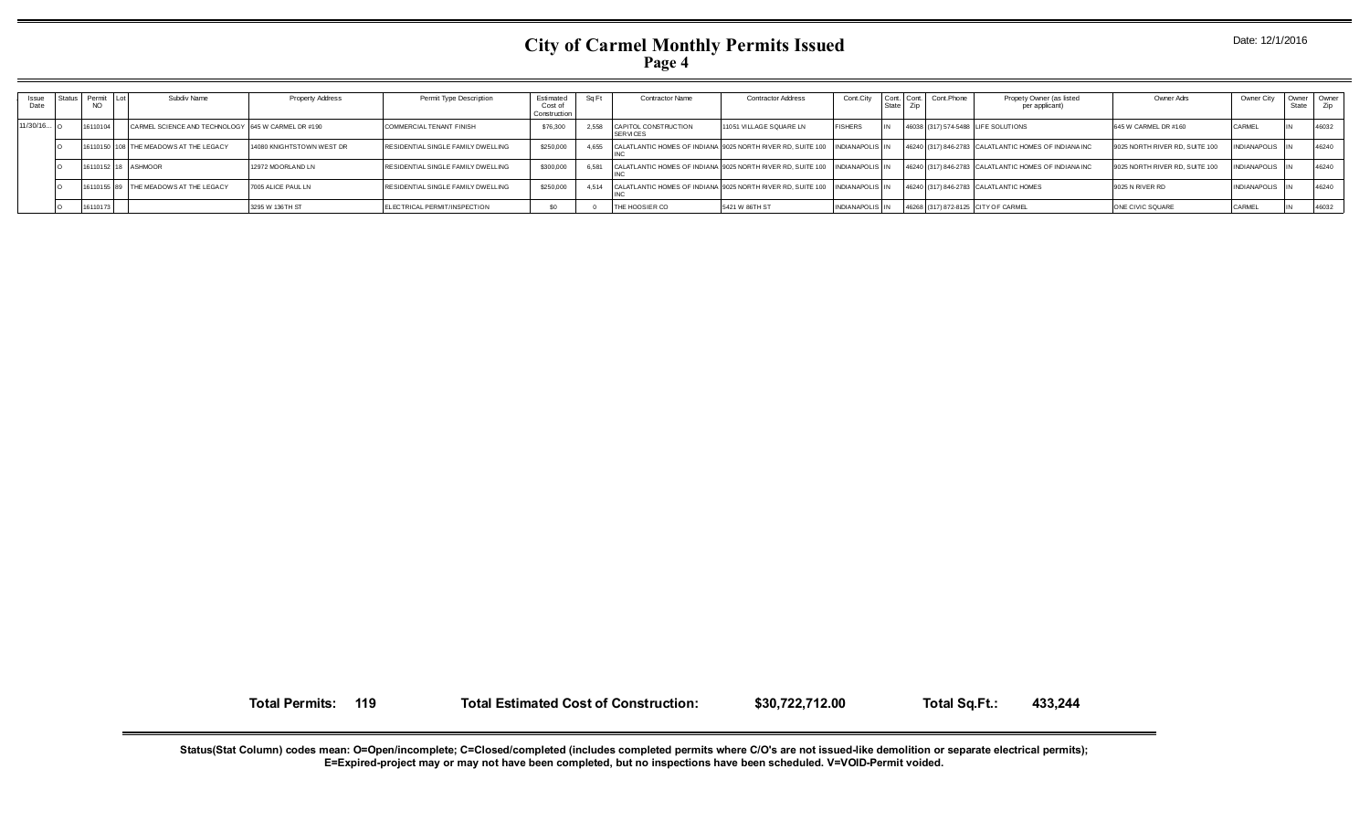# City of Carmel Monthly Permits Issued

## Page 4

Date: 12/1/2016

| Issue Date | Status | Permit NO | Lot | Subdiv Name | Property Address | Permit Type Description | Estimated Cost of Construction | Sq Ft | Contractor Name | Contractor Address | Cont.City | Cont. State | Cont. Zip | Cont.Phone | Propety Owner (as listed per applicant) | Owner Adrs | Owner City | Owner State | Owner Zip |
|---|---|---|---|---|---|---|---|---|---|---|---|---|---|---|---|---|---|---|---|
| 11/30/16... | O | 16110104 | | CARMEL SCIENCE AND TECHNOLOGY | 645 W CARMEL DR #190 | COMMERCIAL TENANT FINISH | $76,300 | 2,558 | CAPITOL CONSTRUCTION SERVICES | 11051 VILLAGE SQUARE LN | FISHERS | IN | 46038 | (317) 574-5488 | LIFE SOLUTIONS | 645 W CARMEL DR #160 | CARMEL | IN | 46032 |
| | O | 16110150 | 108 | THE MEADOWS AT THE LEGACY | 14080 KNIGHTSTOWN WEST DR | RESIDENTIAL SINGLE FAMILY DWELLING | $250,000 | 4,655 | CALATLANTIC HOMES OF INDIANA INC | 9025 NORTH RIVER RD, SUITE 100 | INDIANAPOLIS | IN | 46240 | (317) 846-2783 | CALATLANTIC HOMES OF INDIANA INC | 9025 NORTH RIVER RD, SUITE 100 | INDIANAPOLIS | IN | 46240 |
| | O | 16110152 | 18 | ASHMOOR | 12972 MOORLAND LN | RESIDENTIAL SINGLE FAMILY DWELLING | $300,000 | 6,581 | CALATLANTIC HOMES OF INDIANA INC | 9025 NORTH RIVER RD, SUITE 100 | INDIANAPOLIS | IN | 46240 | (317) 846-2783 | CALATLANTIC HOMES OF INDIANA INC | 9025 NORTH RIVER RD, SUITE 100 | INDIANAPOLIS | IN | 46240 |
| | O | 16110155 | 89 | THE MEADOWS AT THE LEGACY | 7005 ALICE PAUL LN | RESIDENTIAL SINGLE FAMILY DWELLING | $250,000 | 4,514 | CALATLANTIC HOMES OF INDIANA INC | 9025 NORTH RIVER RD, SUITE 100 | INDIANAPOLIS | IN | 46240 | (317) 846-2783 | CALATLANTIC HOMES | 9025 N RIVER RD | INDIANAPOLIS | IN | 46240 |
| | O | 16110173 | | | 3295 W 136TH ST | ELECTRICAL PERMIT/INSPECTION | $0 | 0 | THE HOOSIER CO | 5421 W 86TH ST | INDIANAPOLIS | IN | 46268 | (317) 872-8125 | CITY OF CARMEL | ONE CIVIC SQUARE | CARMEL | IN | 46032 |

**Total Permits: 119** **Total Estimated Cost of Construction: $30,722,712.00** **Total Sq.Ft.: 433,244**

**Status(Stat Column) codes mean: O=Open/incomplete; C=Closed/completed (includes completed permits where C/O's are not issued-like demolition or separate electrical permits); E=Expired-project may or may not have been completed, but no inspections have been scheduled. V=VOID-Permit voided.**